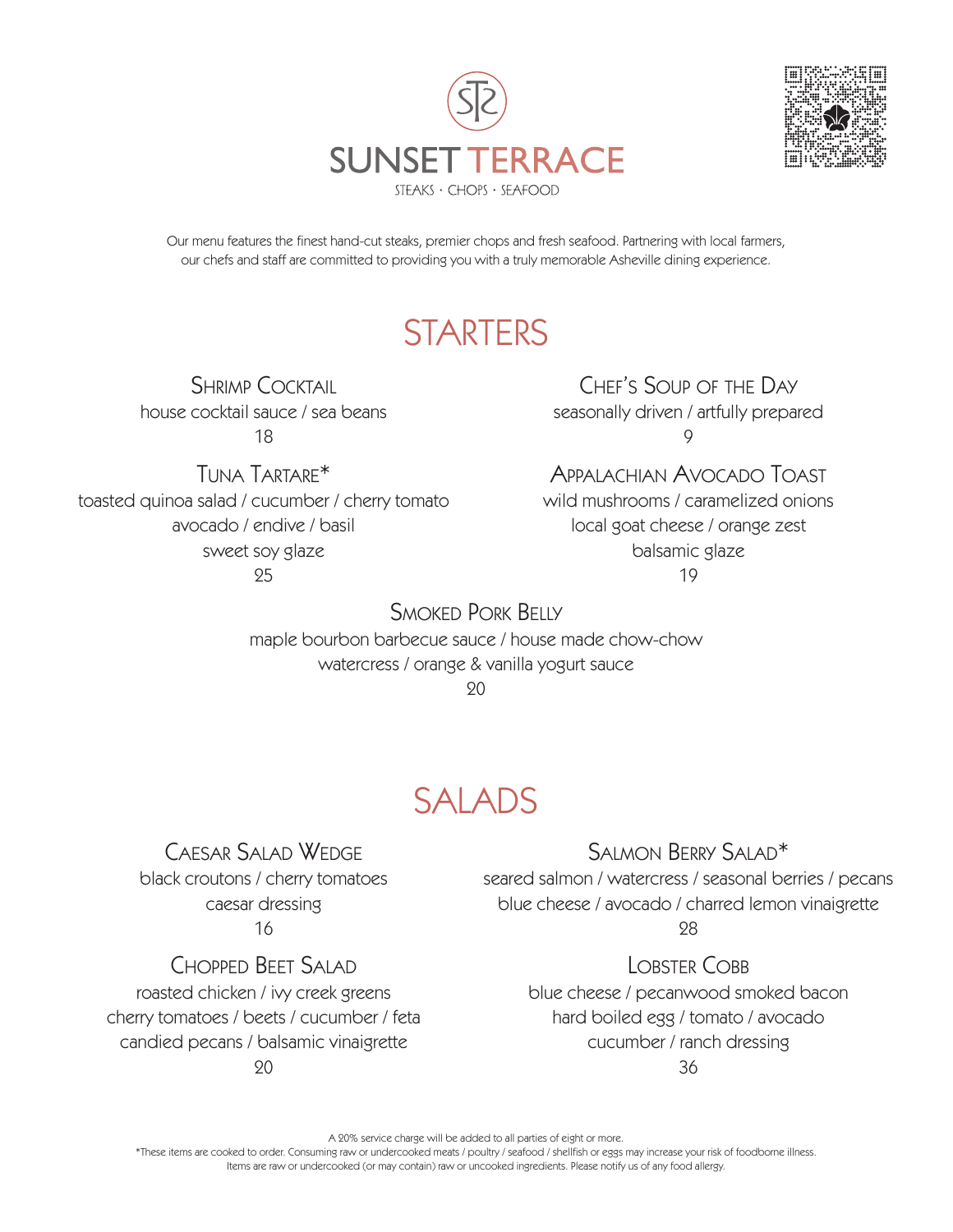# SUNSET TERRACE

STEAKS · CHOPS · SEAFOOD

Our menu features the finest hand-cut steaks, premier chops and fresh seafood. Partnering with local farmers, our chefs and staff are committed to providing you with a truly memorable Asheville dining experience.

## STARTERS

### Shrimp Cocktail
house cocktail sauce / sea beans
18

### Tuna Tartare*
toasted quinoa salad / cucumber / cherry tomato
avocado / endive / basil
sweet soy glaze
25

### Chef's Soup of the Day
seasonally driven / artfully prepared
9

### Appalachian Avocado Toast
wild mushrooms / caramelized onions
local goat cheese / orange zest
balsamic glaze
19

### Smoked Pork Belly
maple bourbon barbecue sauce / house made chow-chow
watercress / orange & vanilla yogurt sauce
20

## SALADS

### Caesar Salad Wedge
black croutons / cherry tomatoes
caesar dressing
16

### Chopped Beet Salad
roasted chicken / ivy creek greens
cherry tomatoes / beets / cucumber / feta
candied pecans / balsamic vinaigrette
20

### Salmon Berry Salad*
seared salmon / watercress / seasonal berries / pecans
blue cheese / avocado / charred lemon vinaigrette
28

### Lobster Cobb
blue cheese / pecanwood smoked bacon
hard boiled egg / tomato / avocado
cucumber / ranch dressing
36

A 20% service charge will be added to all parties of eight or more.
*These items are cooked to order. Consuming raw or undercooked meats / poultry / seafood / shellfish or eggs may increase your risk of foodborne illness.
Items are raw or undercooked (or may contain) raw or uncooked ingredients. Please notify us of any food allergy.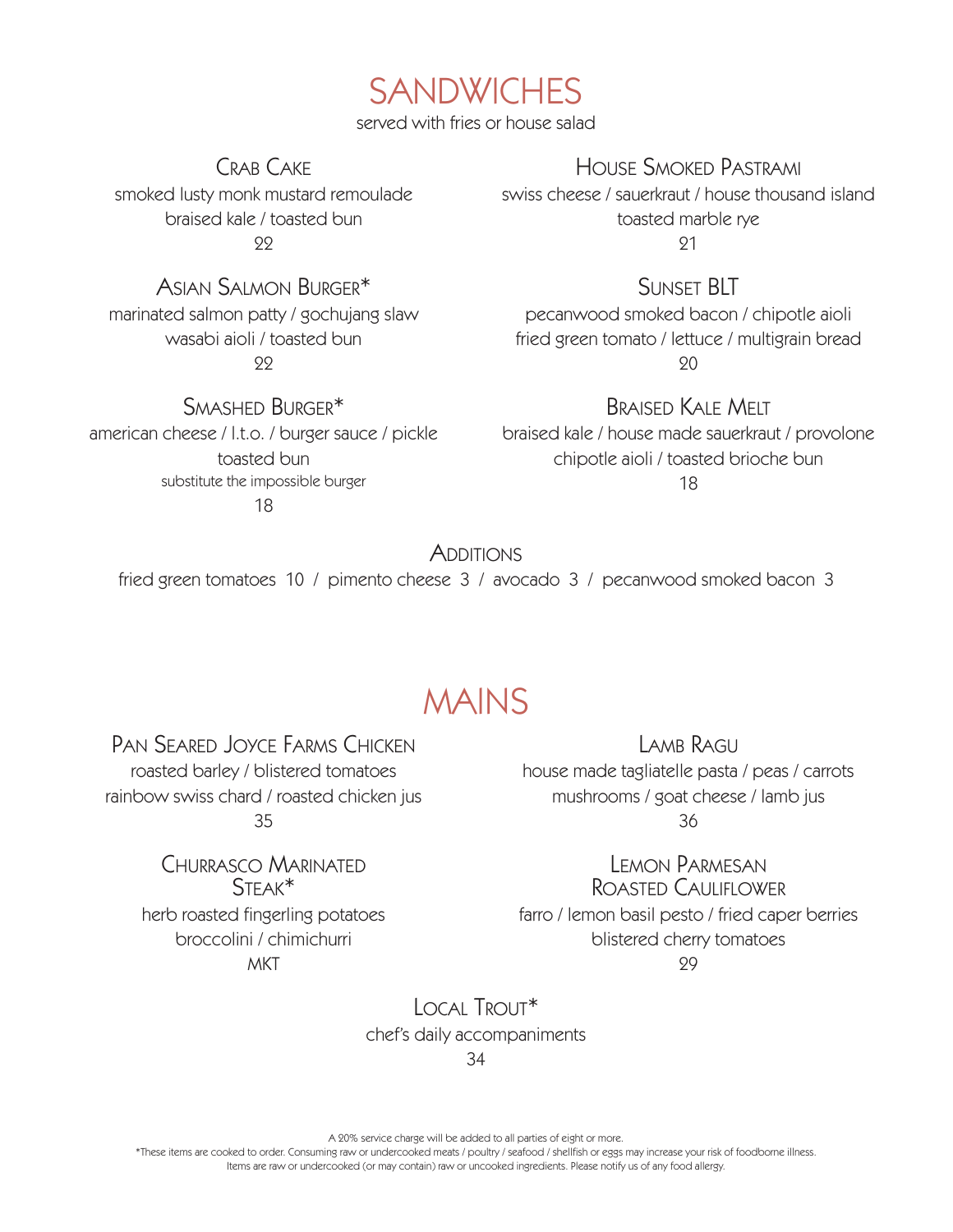# SANDWICHES

served with fries or house salad

### Crab Cake
smoked lusty monk mustard remoulade
braised kale / toasted bun
22

### Asian Salmon Burger*
marinated salmon patty / gochujang slaw
wasabi aioli / toasted bun
22

### Smashed Burger*
american cheese / l.t.o. / burger sauce / pickle
toasted bun
substitute the impossible burger
18

### House Smoked Pastrami
swiss cheese / sauerkraut / house thousand island
toasted marble rye
21

### Sunset BLT
pecanwood smoked bacon / chipotle aioli
fried green tomato / lettuce / multigrain bread
20

### Braised Kale Melt
braised kale / house made sauerkraut / provolone
chipotle aioli / toasted brioche bun
18

### Additions
fried green tomatoes 10 / pimento cheese 3 / avocado 3 / pecanwood smoked bacon 3

# MAINS

### Pan Seared Joyce Farms Chicken
roasted barley / blistered tomatoes
rainbow swiss chard / roasted chicken jus
35

### Churrasco Marinated Steak*
herb roasted fingerling potatoes
broccolini / chimichurri
MKT

### Lamb Ragu
house made tagliatelle pasta / peas / carrots
mushrooms / goat cheese / lamb jus
36

### Lemon Parmesan Roasted Cauliflower
farro / lemon basil pesto / fried caper berries
blistered cherry tomatoes
29

### Local Trout*
chef's daily accompaniments
34

A 20% service charge will be added to all parties of eight or more.
*These items are cooked to order. Consuming raw or undercooked meats / poultry / seafood / shellfish or eggs may increase your risk of foodborne illness.
Items are raw or undercooked (or may contain) raw or uncooked ingredients. Please notify us of any food allergy.